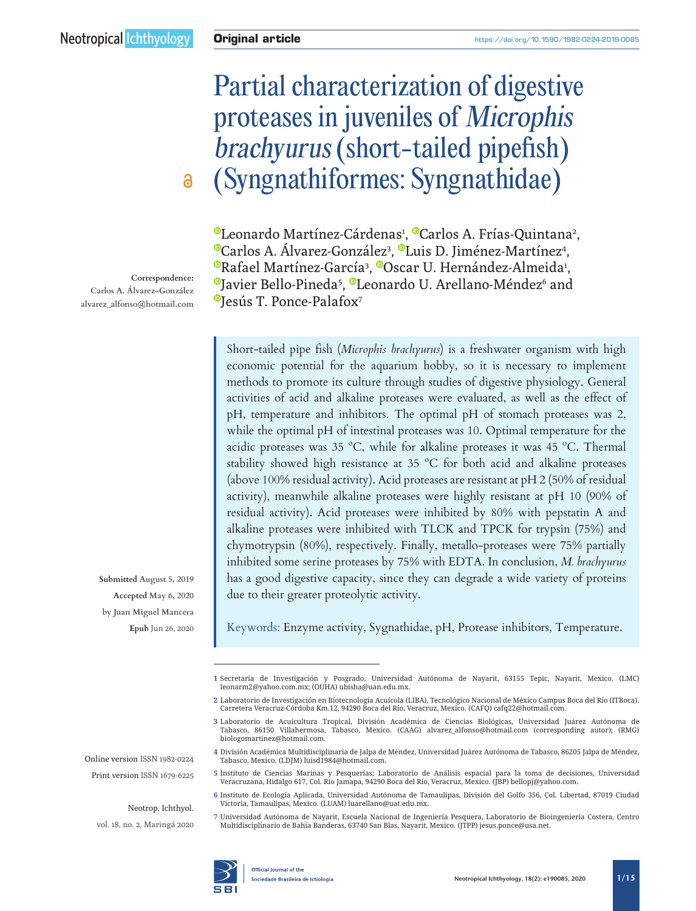Original article

https://doi.org/10.1590/1982-0224-2019-0085

# Partial characterization of digestive proteases in juveniles of *Microphis brachyurus* (short-tailed pipefish) (Syngnathiformes: Syngnathidae)

Leonardo Martínez-Cárdenas[1], Carlos A. Frías-Quintana[2], Carlos A. Álvarez-González[3], Luis D. Jiménez-Martínez[4], Rafael Martínez-García[3], Oscar U. Hernández-Almeida[1], Javier Bello-Pineda[5], Leonardo U. Arellano-Méndez[6] and Jesús T. Ponce-Palafox[7]

**Correspondence:**
Carlos A. Álvarez-González
alvarez_alfonso@hotmail.com

Short-tailed pipe fish (*Microphis brachyurus*) is a freshwater organism with high economic potential for the aquarium hobby, so it is necessary to implement methods to promote its culture through studies of digestive physiology. General activities of acid and alkaline proteases were evaluated, as well as the effect of pH, temperature and inhibitors. The optimal pH of stomach proteases was 2, while the optimal pH of intestinal proteases was 10. Optimal temperature for the acidic proteases was 35 ºC, while for alkaline proteases it was 45 ºC. Thermal stability showed high resistance at 35 ºC for both acid and alkaline proteases (above 100% residual activity). Acid proteases are resistant at pH 2 (50% of residual activity), meanwhile alkaline proteases were highly resistant at pH 10 (90% of residual activity). Acid proteases were inhibited by 80% with pepstatin A and alkaline proteases were inhibited with TLCK and TPCK for trypsin (75%) and chymotrypsin (80%), respectively. Finally, metallo-proteases were 75% partially inhibited some serine proteases by 75% with EDTA. In conclusion, *M. brachyurus* has a good digestive capacity, since they can degrade a wide variety of proteins due to their greater proteolytic activity.

Keywords: Enzyme activity, Sygnathidae, pH, Protease inhibitors, Temperature.

**Submitted** August 5, 2019
**Accepted** May 6, 2020
by Juan Miguel Mancera
**Epub** Jun 26, 2020

Online version ISSN 1982-0224
Print version ISSN 1679-6225

Neotrop. Ichthyol.
vol. 18, no. 2, Maringá 2020

1 Secretaria de Investigación y Posgrado, Universidad Autónoma de Nayarit, 63155 Tepic, Nayarit, Mexico. (LMC) leonarm2@yahoo.com.mx; (OUHA) ubisha@uan.edu.mx.

2 Laboratorio de Investigación en Biotecnología Acuícola (LIBA), Tecnológico Nacional de México Campus Boca del Río (ITBoca). Carretera Veracruz-Córdoba Km.12, 94290 Boca del Río, Veracruz, Mexico. (CAFQ) cafq22@hotmail.com.

3 Laboratorio de Acuicultura Tropical, División Académica de Ciencias Biológicas, Universidad Juárez Autónoma de Tabasco, 86150 Villahermosa, Tabasco, Mexico. (CAAG) alvarez_alfonso@hotmail.com (corresponding autor); (RMG) biologomartinez@hotmail.com.

4 División Académica Multidisciplinaria de Jalpa de Méndez, Universidad Juárez Autónoma de Tabasco, 86205 Jalpa de Méndez, Tabasco, Mexico. (LDJM) luisd1984@hotmail.com.

5 Instituto de Ciencias Marinas y Pesquerías; Laboratorio de Análisis espacial para la toma de decisiones, Universidad Veracruzana, Hidalgo 617, Col. Río Jamapa, 94290 Boca del Río, Veracruz, Mexico. (JBP) bellopj@yahoo.com.

6 Instituto de Ecología Aplicada, Universidad Autónoma de Tamaulipas, División del Golfo 356, Col. Libertad, 87019 Ciudad Victoria, Tamaulipas, Mexico. (LUAM) luarellano@uat.edu.mx.

7 Universidad Autónoma de Nayarit, Escuela Nacional de Ingeniería Pesquera, Laboratorio de Bioingeniería Costera, Centro Multidisciplinario de Bahía Banderas, 63740 San Blas, Nayarit, Mexico. (JTPP) jesus.ponce@usa.net.

Official Journal of the Sociedade Brasileira de Ictiologia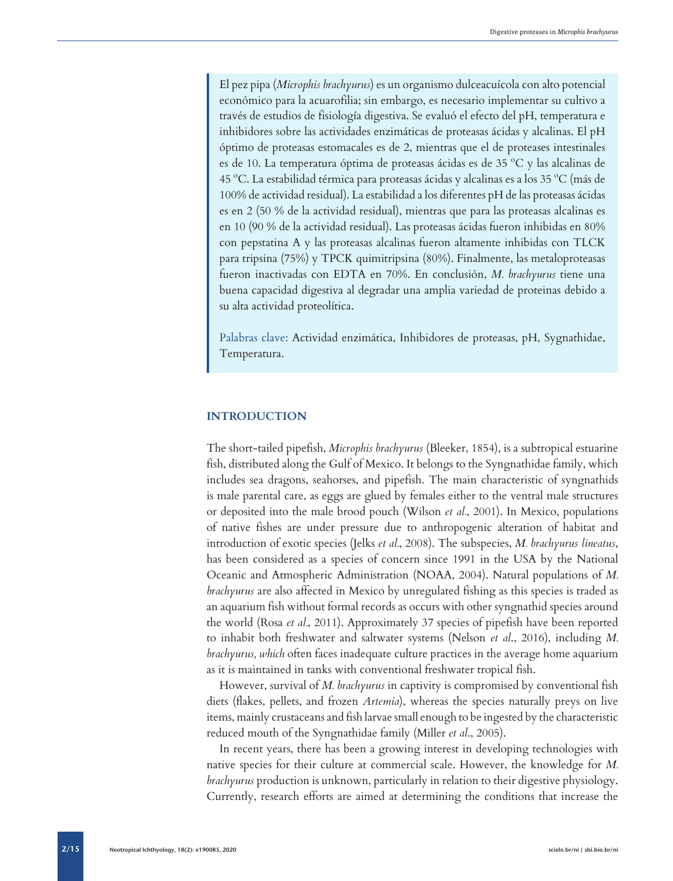El pez pipa (*Microphis brachyurus*) es un organismo dulceacuícola con alto potencial económico para la acuarofilia; sin embargo, es necesario implementar su cultivo a través de estudios de fisiología digestiva. Se evaluó el efecto del pH, temperatura e inhibidores sobre las actividades enzimáticas de proteasas ácidas y alcalinas. El pH óptimo de proteasas estomacales es de 2, mientras que el de proteases intestinales es de 10. La temperatura óptima de proteasas ácidas es de 35 ºC y las alcalinas de 45 ºC. La estabilidad térmica para proteasas ácidas y alcalinas es a los 35 ºC (más de 100% de actividad residual). La estabilidad a los diferentes pH de las proteasas ácidas es en 2 (50 % de la actividad residual), mientras que para las proteasas alcalinas es en 10 (90 % de la actividad residual). Las proteasas ácidas fueron inhibidas en 80% con pepstatina A y las proteasas alcalinas fueron altamente inhibidas con TLCK para tripsina (75%) y TPCK quimitripsina (80%). Finalmente, las metaloproteasas fueron inactivadas con EDTA en 70%. En conclusión, *M. brachyurus* tiene una buena capacidad digestiva al degradar una amplia variedad de proteinas debido a su alta actividad proteolítica.

Palabras clave: Actividad enzimática, Inhibidores de proteasas, pH, Sygnathidae, Temperatura.

## INTRODUCTION

The short-tailed pipefish, *Microphis brachyurus* (Bleeker, 1854), is a subtropical estuarine fish, distributed along the Gulf of Mexico. It belongs to the Syngnathidae family, which includes sea dragons, seahorses, and pipefish. The main characteristic of syngnathids is male parental care, as eggs are glued by females either to the ventral male structures or deposited into the male brood pouch (Wilson *et al*., 2001). In Mexico, populations of native fishes are under pressure due to anthropogenic alteration of habitat and introduction of exotic species (Jelks *et al*., 2008). The subspecies, *M. brachyurus lineatus*, has been considered as a species of concern since 1991 in the USA by the National Oceanic and Atmospheric Administration (NOAA, 2004). Natural populations of *M. brachyurus* are also affected in Mexico by unregulated fishing as this species is traded as an aquarium fish without formal records as occurs with other syngnathid species around the world (Rosa *et al*., 2011). Approximately 37 species of pipefish have been reported to inhabit both freshwater and saltwater systems (Nelson *et al*., 2016), including *M. brachyurus, which* often faces inadequate culture practices in the average home aquarium as it is maintained in tanks with conventional freshwater tropical fish.

However, survival of *M. brachyurus* in captivity is compromised by conventional fish diets (flakes, pellets, and frozen *Artemia*), whereas the species naturally preys on live items, mainly crustaceans and fish larvae small enough to be ingested by the characteristic reduced mouth of the Syngnathidae family (Miller *et al*., 2005).

In recent years, there has been a growing interest in developing technologies with native species for their culture at commercial scale. However, the knowledge for *M. brachyurus* production is unknown, particularly in relation to their digestive physiology. Currently, research efforts are aimed at determining the conditions that increase the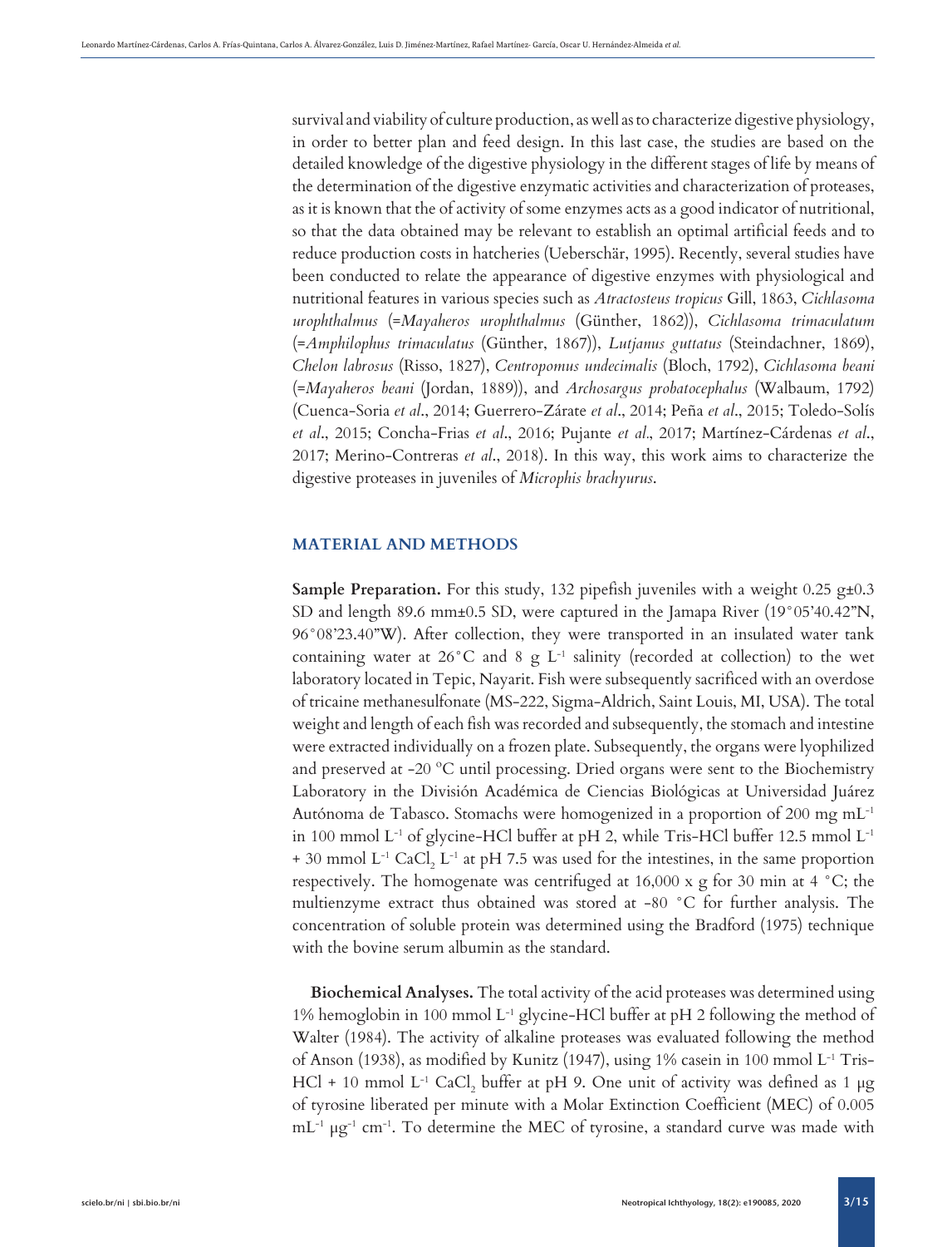survival and viability of culture production, as well as to characterize digestive physiology, in order to better plan and feed design. In this last case, the studies are based on the detailed knowledge of the digestive physiology in the different stages of life by means of the determination of the digestive enzymatic activities and characterization of proteases, as it is known that the of activity of some enzymes acts as a good indicator of nutritional, so that the data obtained may be relevant to establish an optimal artificial feeds and to reduce production costs in hatcheries (Ueberschär, 1995). Recently, several studies have been conducted to relate the appearance of digestive enzymes with physiological and nutritional features in various species such as *Atractosteus tropicus* Gill, 1863, *Cichlasoma urophthalmus* (=*Mayaheros urophthalmus* (Günther, 1862)), *Cichlasoma trimaculatum* (=*Amphilophus trimaculatus* (Günther, 1867)), *Lutjanus guttatus* (Steindachner, 1869), *Chelon labrosus* (Risso, 1827), *Centropomus undecimalis* (Bloch, 1792), *Cichlasoma beani* (=*Mayaheros beani* (Jordan, 1889)), and *Archosargus probatocephalus* (Walbaum, 1792) (Cuenca-Soria *et al*., 2014; Guerrero-Zárate *et al*., 2014; Peña *et al*., 2015; Toledo-Solís *et al*., 2015; Concha-Frias *et al*., 2016; Pujante *et al*., 2017; Martínez-Cárdenas *et al*., 2017; Merino-Contreras *et al*., 2018). In this way, this work aims to characterize the digestive proteases in juveniles of *Microphis brachyurus*.

## MATERIAL AND METHODS

**Sample Preparation.** For this study, 132 pipefish juveniles with a weight 0.25 g±0.3 SD and length 89.6 mm±0.5 SD, were captured in the Jamapa River (19°05'40.42"N, 96°08'23.40"W). After collection, they were transported in an insulated water tank containing water at 26°C and 8 g $L^{-1}$ salinity (recorded at collection) to the wet laboratory located in Tepic, Nayarit. Fish were subsequently sacrificed with an overdose of tricaine methanesulfonate (MS-222, Sigma-Aldrich, Saint Louis, MI, USA). The total weight and length of each fish was recorded and subsequently, the stomach and intestine were extracted individually on a frozen plate. Subsequently, the organs were lyophilized and preserved at -20 ºC until processing. Dried organs were sent to the Biochemistry Laboratory in the División Académica de Ciencias Biológicas at Universidad Juárez Autónoma de Tabasco. Stomachs were homogenized in a proportion of 200 mg $mL^{-1}$ in 100 mmol $L^{-1}$ of glycine-HCl buffer at pH 2, while Tris-HCl buffer 12.5 mmol $L^{-1}$ + 30 mmol $L^{-1}$ $CaCl_2$ $L^{-1}$ at pH 7.5 was used for the intestines, in the same proportion respectively. The homogenate was centrifuged at 16,000 x g for 30 min at 4 °C; the multienzyme extract thus obtained was stored at -80 °C for further analysis. The concentration of soluble protein was determined using the Bradford (1975) technique with the bovine serum albumin as the standard.

**Biochemical Analyses.** The total activity of the acid proteases was determined using 1% hemoglobin in 100 mmol $L^{-1}$ glycine-HCl buffer at pH 2 following the method of Walter (1984). The activity of alkaline proteases was evaluated following the method of Anson (1938), as modified by Kunitz (1947), using 1% casein in 100 mmol $L^{-1}$ Tris-HCl + 10 mmol $L^{-1}$ $CaCl_2$ buffer at pH 9. One unit of activity was defined as 1 µg of tyrosine liberated per minute with a Molar Extinction Coefficient (MEC) of 0.005 $mL^{-1}$ $\mu g^{-1}$ $cm^{-1}$. To determine the MEC of tyrosine, a standard curve was made with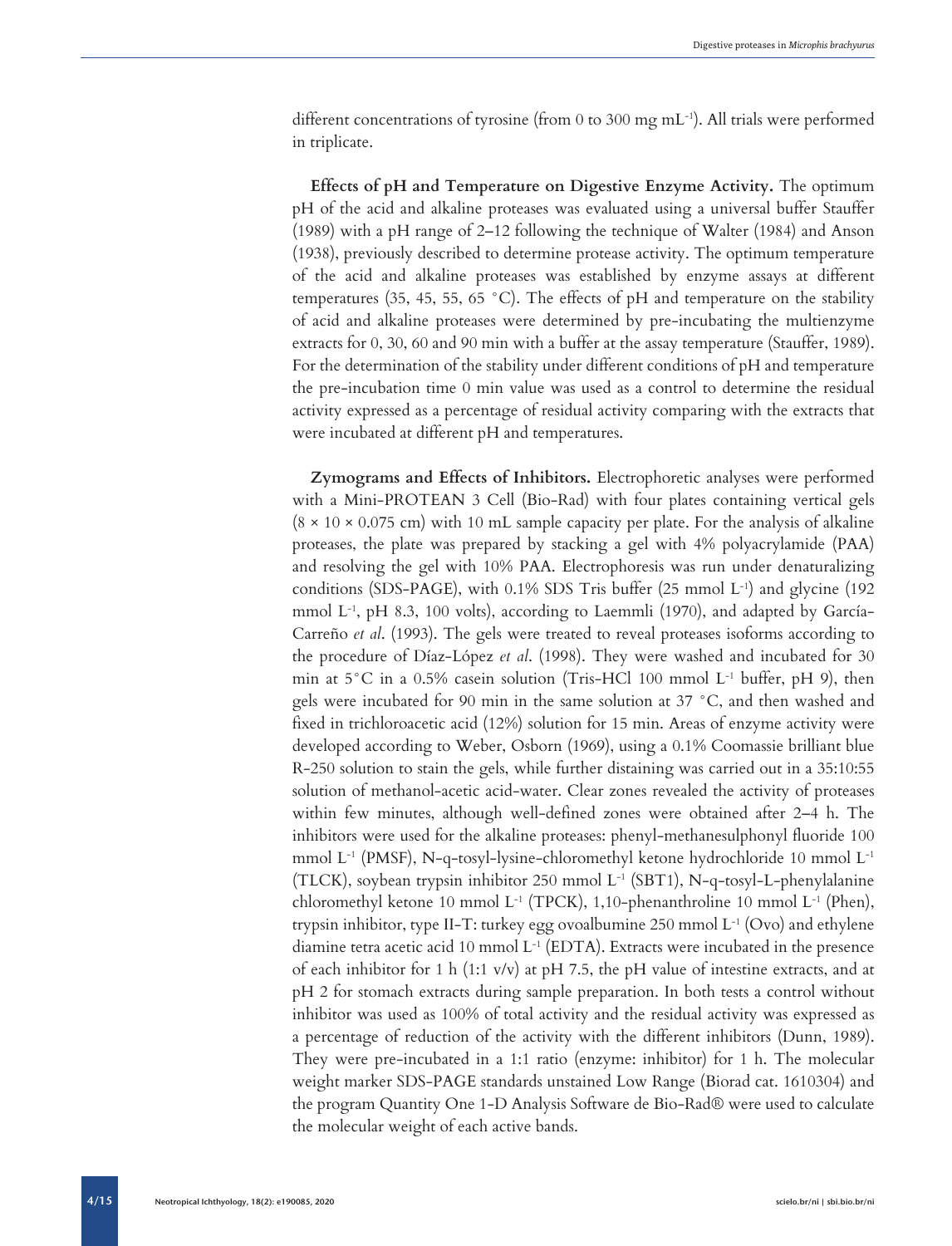different concentrations of tyrosine (from 0 to 300 mg $mL^{-1}$). All trials were performed in triplicate.

**Effects of pH and Temperature on Digestive Enzyme Activity.** The optimum pH of the acid and alkaline proteases was evaluated using a universal buffer Stauffer (1989) with a pH range of 2–12 following the technique of Walter (1984) and Anson (1938), previously described to determine protease activity. The optimum temperature of the acid and alkaline proteases was established by enzyme assays at different temperatures (35, 45, 55, 65 °C). The effects of pH and temperature on the stability of acid and alkaline proteases were determined by pre-incubating the multienzyme extracts for 0, 30, 60 and 90 min with a buffer at the assay temperature (Stauffer, 1989). For the determination of the stability under different conditions of pH and temperature the pre-incubation time 0 min value was used as a control to determine the residual activity expressed as a percentage of residual activity comparing with the extracts that were incubated at different pH and temperatures.

**Zymograms and Effects of Inhibitors.** Electrophoretic analyses were performed with a Mini-PROTEAN 3 Cell (Bio-Rad) with four plates containing vertical gels (8 × 10 × 0.075 cm) with 10 mL sample capacity per plate. For the analysis of alkaline proteases, the plate was prepared by stacking a gel with 4% polyacrylamide (PAA) and resolving the gel with 10% PAA. Electrophoresis was run under denaturalizing conditions (SDS-PAGE), with 0.1% SDS Tris buffer (25 mmol $L^{-1}$) and glycine (192 mmol $L^{-1}$, pH 8.3, 100 volts), according to Laemmli (1970), and adapted by García-Carreño *et al*. (1993). The gels were treated to reveal proteases isoforms according to the procedure of Díaz-López *et al*. (1998). They were washed and incubated for 30 min at 5°C in a 0.5% casein solution (Tris-HCl 100 mmol $L^{-1}$ buffer, pH 9), then gels were incubated for 90 min in the same solution at 37 °C, and then washed and fixed in trichloroacetic acid (12%) solution for 15 min. Areas of enzyme activity were developed according to Weber, Osborn (1969), using a 0.1% Coomassie brilliant blue R-250 solution to stain the gels, while further distaining was carried out in a 35:10:55 solution of methanol-acetic acid-water. Clear zones revealed the activity of proteases within few minutes, although well-defined zones were obtained after 2–4 h. The inhibitors were used for the alkaline proteases: phenyl-methanesulphonyl fluoride 100 mmol $L^{-1}$ (PMSF), N-q-tosyl-lysine-chloromethyl ketone hydrochloride 10 mmol $L^{-1}$ (TLCK), soybean trypsin inhibitor 250 mmol $L^{-1}$ (SBT1), N-q-tosyl-L-phenylalanine chloromethyl ketone 10 mmol $L^{-1}$ (TPCK), 1,10-phenanthroline 10 mmol $L^{-1}$ (Phen), trypsin inhibitor, type II-T: turkey egg ovoalbumine 250 mmol $L^{-1}$ (Ovo) and ethylene diamine tetra acetic acid 10 mmol $L^{-1}$ (EDTA). Extracts were incubated in the presence of each inhibitor for 1 h (1:1 v/v) at pH 7.5, the pH value of intestine extracts, and at pH 2 for stomach extracts during sample preparation. In both tests a control without inhibitor was used as 100% of total activity and the residual activity was expressed as a percentage of reduction of the activity with the different inhibitors (Dunn, 1989). They were pre-incubated in a 1:1 ratio (enzyme: inhibitor) for 1 h. The molecular weight marker SDS-PAGE standards unstained Low Range (Biorad cat. 1610304) and the program Quantity One 1-D Analysis Software de Bio-Rad® were used to calculate the molecular weight of each active bands.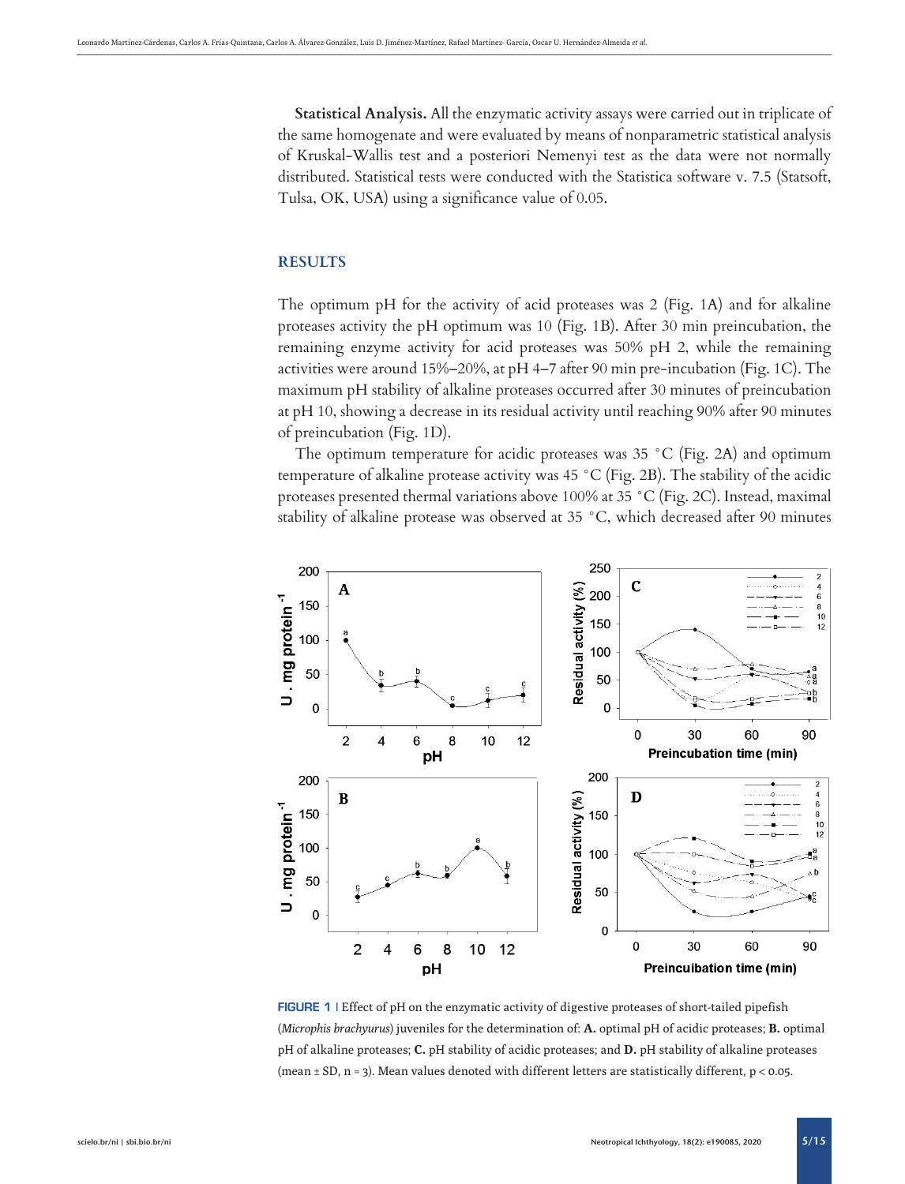**Statistical Analysis.** All the enzymatic activity assays were carried out in triplicate of the same homogenate and were evaluated by means of nonparametric statistical analysis of Kruskal-Wallis test and a posteriori Nemenyi test as the data were not normally distributed. Statistical tests were conducted with the Statistica software v. 7.5 (Statsoft, Tulsa, OK, USA) using a significance value of 0.05.

## RESULTS

The optimum pH for the activity of acid proteases was 2 (Fig. 1A) and for alkaline proteases activity the pH optimum was 10 (Fig. 1B). After 30 min preincubation, the remaining enzyme activity for acid proteases was 50% pH 2, while the remaining activities were around 15%–20%, at pH 4–7 after 90 min pre-incubation (Fig. 1C). The maximum pH stability of alkaline proteases occurred after 30 minutes of preincubation at pH 10, showing a decrease in its residual activity until reaching 90% after 90 minutes of preincubation (Fig. 1D).

The optimum temperature for acidic proteases was 35 °C (Fig. 2A) and optimum temperature of alkaline protease activity was 45 °C (Fig. 2B). The stability of the acidic proteases presented thermal variations above 100% at 35 °C (Fig. 2C). Instead, maximal stability of alkaline protease was observed at 35 °C, which decreased after 90 minutes

**FIGURE 1** | Effect of pH on the enzymatic activity of digestive proteases of short-tailed pipefish (*Microphis brachyurus*) juveniles for the determination of: **A.** optimal pH of acidic proteases; **B.** optimal pH of alkaline proteases; **C.** pH stability of acidic proteases; and **D.** pH stability of alkaline proteases (mean ± SD, n = 3). Mean values denoted with different letters are statistically different, $p < 0.05$.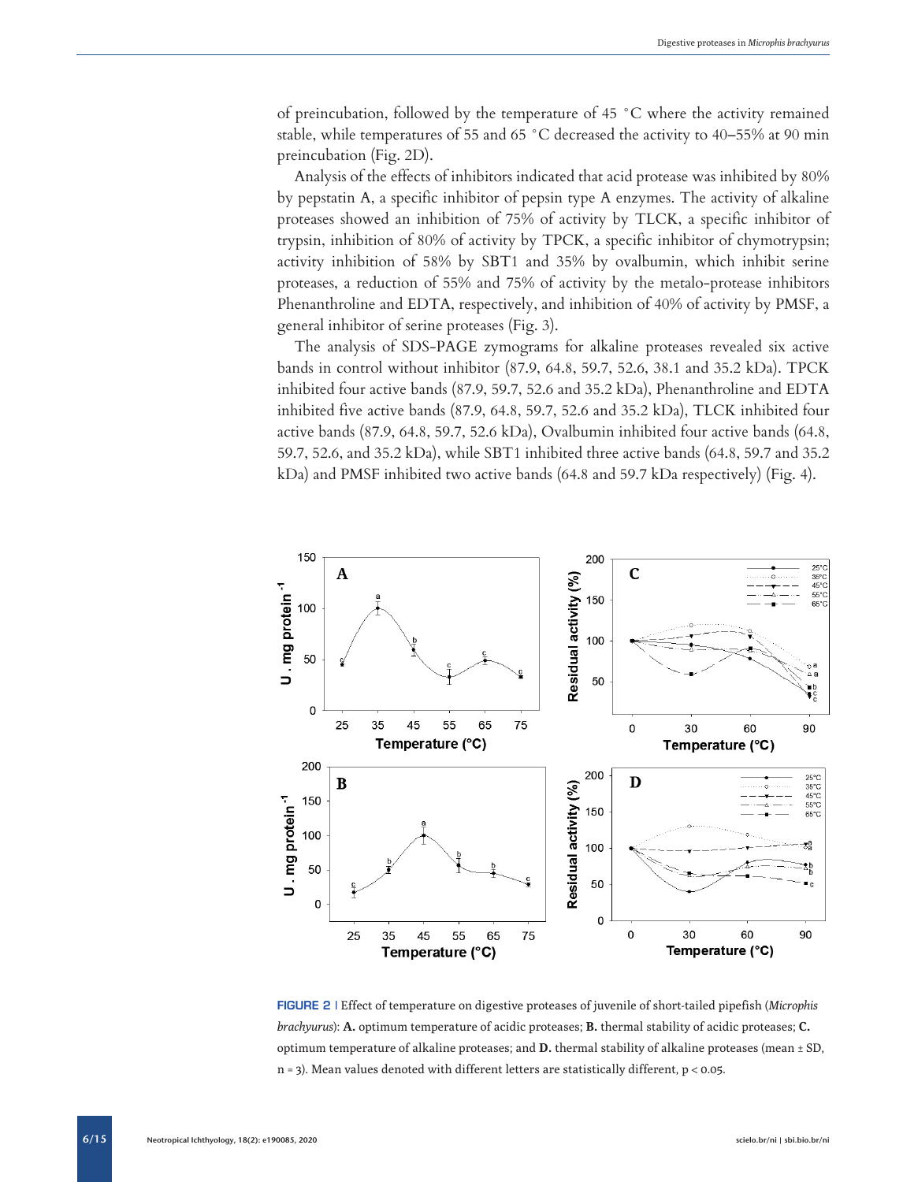of preincubation, followed by the temperature of 45 °C where the activity remained stable, while temperatures of 55 and 65 °C decreased the activity to 40–55% at 90 min preincubation (Fig. 2D).

Analysis of the effects of inhibitors indicated that acid protease was inhibited by 80% by pepstatin A, a specific inhibitor of pepsin type A enzymes. The activity of alkaline proteases showed an inhibition of 75% of activity by TLCK, a specific inhibitor of trypsin, inhibition of 80% of activity by TPCK, a specific inhibitor of chymotrypsin; activity inhibition of 58% by SBT1 and 35% by ovalbumin, which inhibit serine proteases, a reduction of 55% and 75% of activity by the metalo-protease inhibitors Phenanthroline and EDTA, respectively, and inhibition of 40% of activity by PMSF, a general inhibitor of serine proteases (Fig. 3).

The analysis of SDS-PAGE zymograms for alkaline proteases revealed six active bands in control without inhibitor (87.9, 64.8, 59.7, 52.6, 38.1 and 35.2 kDa). TPCK inhibited four active bands (87.9, 59.7, 52.6 and 35.2 kDa), Phenanthroline and EDTA inhibited five active bands (87.9, 64.8, 59.7, 52.6 and 35.2 kDa), TLCK inhibited four active bands (87.9, 64.8, 59.7, 52.6 kDa), Ovalbumin inhibited four active bands (64.8, 59.7, 52.6, and 35.2 kDa), while SBT1 inhibited three active bands (64.8, 59.7 and 35.2 kDa) and PMSF inhibited two active bands (64.8 and 59.7 kDa respectively) (Fig. 4).

**FIGURE 2** | Effect of temperature on digestive proteases of juvenile of short-tailed pipefish (*Microphis brachyurus*): **A.** optimum temperature of acidic proteases; **B.** thermal stability of acidic proteases; **C.** optimum temperature of alkaline proteases; and **D.** thermal stability of alkaline proteases (mean ± SD, n = 3). Mean values denoted with different letters are statistically different, $p < 0.05$.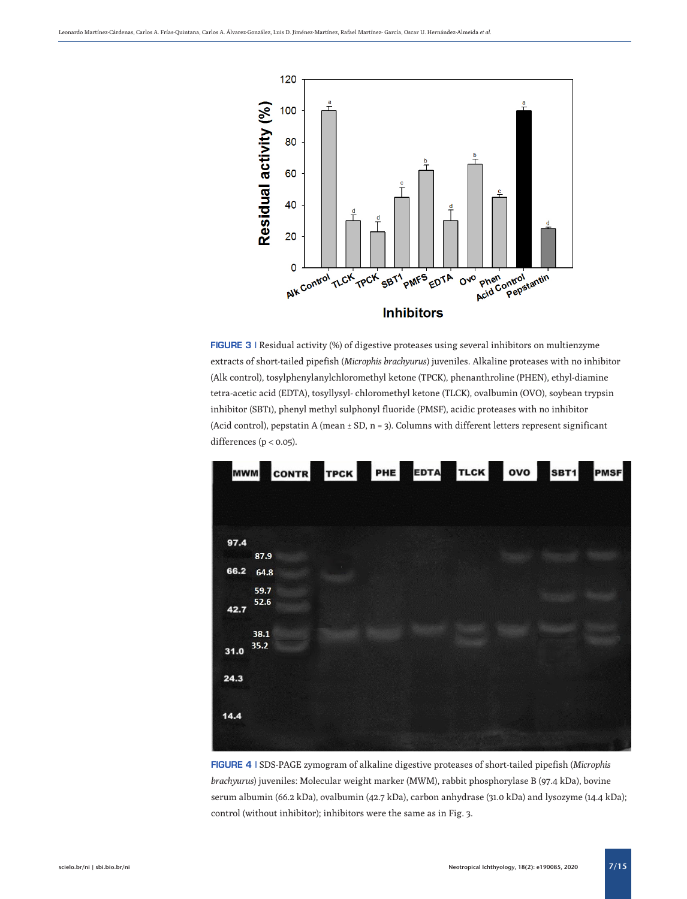**FIGURE 3** | Residual activity (%) of digestive proteases using several inhibitors on multienzyme extracts of short-tailed pipefish (*Microphis brachyurus*) juveniles. Alkaline proteases with no inhibitor (Alk control), tosylphenylanylchloromethyl ketone (TPCK), phenanthroline (PHEN), ethyl-diamine tetra-acetic acid (EDTA), tosyllysyl- chloromethyl ketone (TLCK), ovalbumin (OVO), soybean trypsin inhibitor (SBT1), phenyl methyl sulphonyl fluoride (PMSF), acidic proteases with no inhibitor (Acid control), pepstatin A (mean ± SD, n = 3). Columns with different letters represent significant differences ($p < 0.05$).

**FIGURE 4** | SDS-PAGE zymogram of alkaline digestive proteases of short-tailed pipefish (*Microphis brachyurus*) juveniles: Molecular weight marker (MWM), rabbit phosphorylase B (97.4 kDa), bovine serum albumin (66.2 kDa), ovalbumin (42.7 kDa), carbon anhydrase (31.0 kDa) and lysozyme (14.4 kDa); control (without inhibitor); inhibitors were the same as in Fig. 3.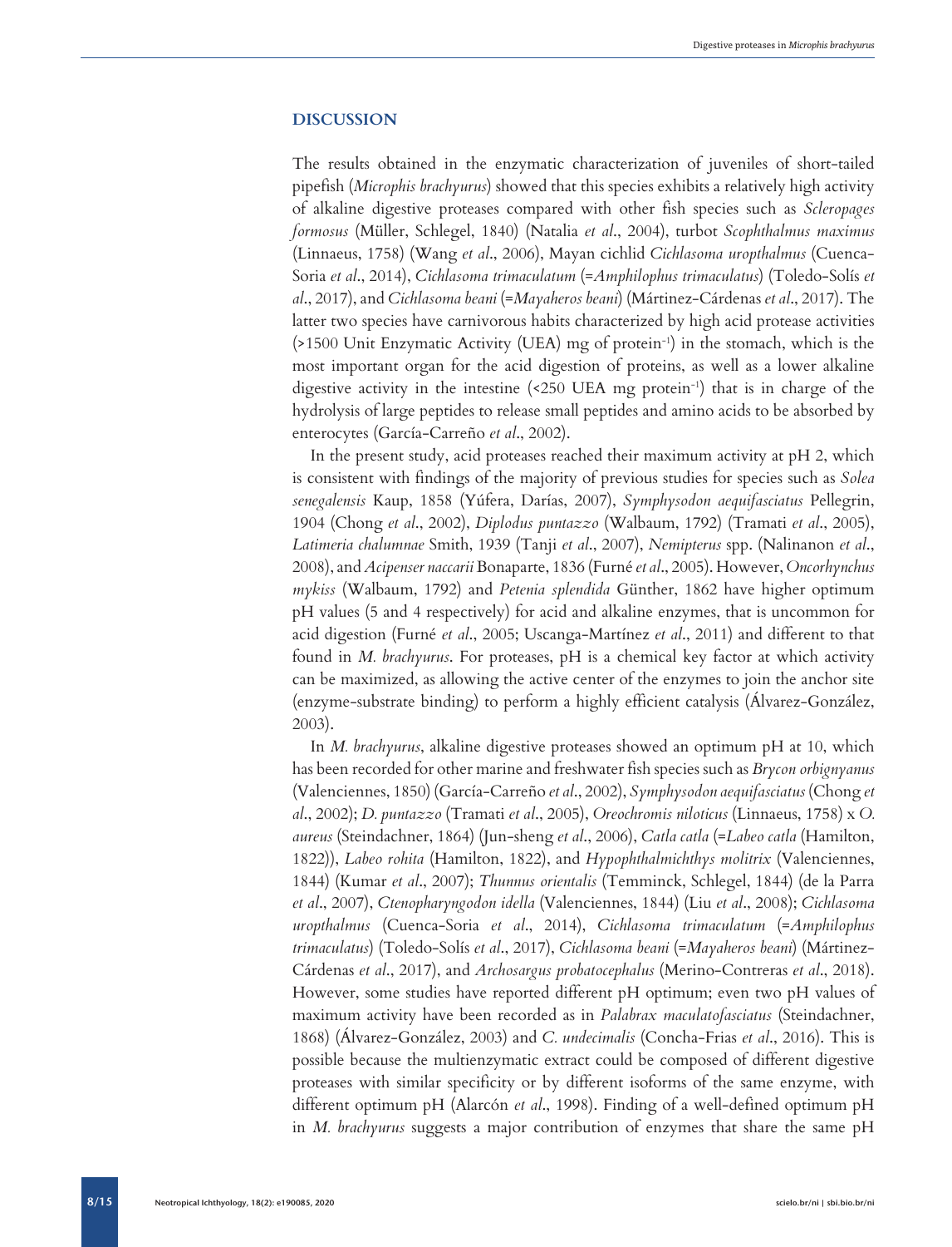## DISCUSSION

The results obtained in the enzymatic characterization of juveniles of short-tailed pipefish (*Microphis brachyurus*) showed that this species exhibits a relatively high activity of alkaline digestive proteases compared with other fish species such as *Scleropages formosus* (Müller, Schlegel, 1840) (Natalia *et al*., 2004), turbot *Scophthalmus maximus* (Linnaeus, 1758) (Wang *et al*., 2006), Mayan cichlid *Cichlasoma urophthalmus* (Cuenca-Soria *et al*., 2014), *Cichlasoma trimaculatum* (=*Amphilophus trimaculatus*) (Toledo-Solís *et al*., 2017), and *Cichlasoma beani* (=*Mayaheros beani*) (Mártinez-Cárdenas *et al*., 2017). The latter two species have carnivorous habits characterized by high acid protease activities (>1500 Unit Enzymatic Activity (UEA) mg of protein$^{-1}$) in the stomach, which is the most important organ for the acid digestion of proteins, as well as a lower alkaline digestive activity in the intestine (<250 UEA mg protein$^{-1}$) that is in charge of the hydrolysis of large peptides to release small peptides and amino acids to be absorbed by enterocytes (García-Carreño *et al*., 2002).

In the present study, acid proteases reached their maximum activity at pH 2, which is consistent with findings of the majority of previous studies for species such as *Solea senegalensis* Kaup, 1858 (Yúfera, Darías, 2007), *Symphysodon aequifasciatus* Pellegrin, 1904 (Chong *et al*., 2002), *Diplodus puntazzo* (Walbaum, 1792) (Tramati *et al*., 2005), *Latimeria chalumnae* Smith, 1939 (Tanji *et al*., 2007), *Nemipterus* spp. (Nalinanon *et al*., 2008), and *Acipenser naccarii* Bonaparte, 1836 (Furné *et al*., 2005). However, *Oncorhynchus mykiss* (Walbaum, 1792) and *Petenia splendida* Günther, 1862 have higher optimum pH values (5 and 4 respectively) for acid and alkaline enzymes, that is uncommon for acid digestion (Furné *et al*., 2005; Uscanga-Martínez *et al*., 2011) and different to that found in *M. brachyurus*. For proteases, pH is a chemical key factor at which activity can be maximized, as allowing the active center of the enzymes to join the anchor site (enzyme-substrate binding) to perform a highly efficient catalysis (Álvarez-González, 2003).

In *M. brachyurus*, alkaline digestive proteases showed an optimum pH at 10, which has been recorded for other marine and freshwater fish species such as *Brycon orbignyanus* (Valenciennes, 1850) (García-Carreño *et al*., 2002), *Symphysodon aequifasciatus* (Chong *et al*., 2002); *D. puntazzo* (Tramati *et al*., 2005), *Oreochromis niloticus* (Linnaeus, 1758) x *O. aureus* (Steindachner, 1864) (Jun-sheng *et al*., 2006), *Catla catla* (=*Labeo catla* (Hamilton, 1822)), *Labeo rohita* (Hamilton, 1822), and *Hypophthalmichthys molitrix* (Valenciennes, 1844) (Kumar *et al*., 2007); *Thunnus orientalis* (Temminck, Schlegel, 1844) (de la Parra *et al*., 2007), *Ctenopharyngodon idella* (Valenciennes, 1844) (Liu *et al*., 2008); *Cichlasoma uropthalmus* (Cuenca-Soria *et al*., 2014), *Cichlasoma trimaculatum* (=*Amphilophus trimaculatus*) (Toledo-Solís *et al*., 2017), *Cichlasoma beani* (=*Mayaheros beani*) (Mártinez-Cárdenas *et al*., 2017), and *Archosargus probatocephalus* (Merino-Contreras *et al*., 2018). However, some studies have reported different pH optimum; even two pH values of maximum activity have been recorded as in *Palabrax maculatofasciatus* (Steindachner, 1868) (Álvarez-González, 2003) and *C. undecimalis* (Concha-Frias *et al*., 2016). This is possible because the multienzymatic extract could be composed of different digestive proteases with similar specificity or by different isoforms of the same enzyme, with different optimum pH (Alarcón *et al*., 1998). Finding of a well-defined optimum pH in *M. brachyurus* suggests a major contribution of enzymes that share the same pH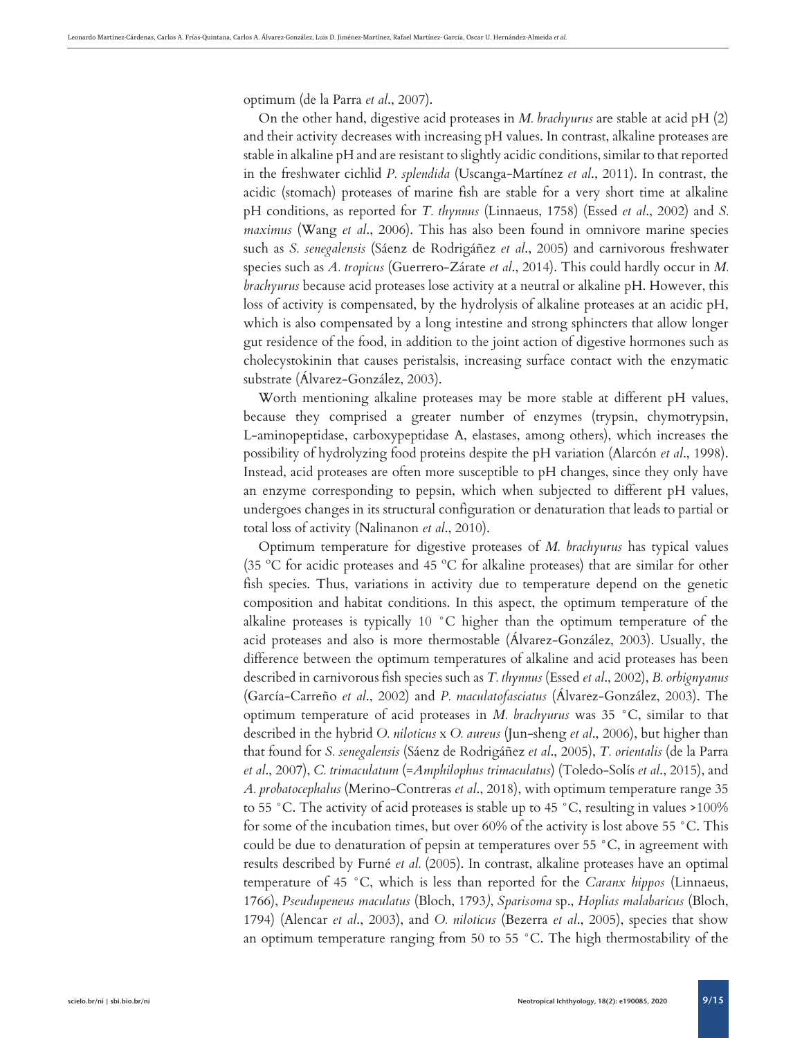optimum (de la Parra *et al*., 2007).

On the other hand, digestive acid proteases in *M. brachyurus* are stable at acid pH (2) and their activity decreases with increasing pH values. In contrast, alkaline proteases are stable in alkaline pH and are resistant to slightly acidic conditions, similar to that reported in the freshwater cichlid *P. splendida* (Uscanga-Martínez *et al*., 2011). In contrast, the acidic (stomach) proteases of marine fish are stable for a very short time at alkaline pH conditions, as reported for *T. thynnus* (Linnaeus, 1758) (Essed *et al*., 2002) and *S. maximus* (Wang *et al*., 2006). This has also been found in omnivore marine species such as *S. senegalensis* (Sáenz de Rodrigáñez *et al*., 2005) and carnivorous freshwater species such as *A. tropicus* (Guerrero-Zárate *et al*., 2014). This could hardly occur in *M. brachyurus* because acid proteases lose activity at a neutral or alkaline pH. However, this loss of activity is compensated, by the hydrolysis of alkaline proteases at an acidic pH, which is also compensated by a long intestine and strong sphincters that allow longer gut residence of the food, in addition to the joint action of digestive hormones such as cholecystokinin that causes peristalsis, increasing surface contact with the enzymatic substrate (Álvarez-González, 2003).

Worth mentioning alkaline proteases may be more stable at different pH values, because they comprised a greater number of enzymes (trypsin, chymotrypsin, L-aminopeptidase, carboxypeptidase A, elastases, among others), which increases the possibility of hydrolyzing food proteins despite the pH variation (Alarcón *et al*., 1998). Instead, acid proteases are often more susceptible to pH changes, since they only have an enzyme corresponding to pepsin, which when subjected to different pH values, undergoes changes in its structural configuration or denaturation that leads to partial or total loss of activity (Nalinanon *et al*., 2010).

Optimum temperature for digestive proteases of *M. brachyurus* has typical values (35 ºC for acidic proteases and 45 ºC for alkaline proteases) that are similar for other fish species. Thus, variations in activity due to temperature depend on the genetic composition and habitat conditions. In this aspect, the optimum temperature of the alkaline proteases is typically 10 °C higher than the optimum temperature of the acid proteases and also is more thermostable (Álvarez-González, 2003). Usually, the difference between the optimum temperatures of alkaline and acid proteases has been described in carnivorous fish species such as *T. thynnus* (Essed *et al*., 2002), *B. orbignyanus* (García-Carreño *et al*., 2002) and *P. maculatofasciatus* (Álvarez-González, 2003). The optimum temperature of acid proteases in *M. brachyurus* was 35 °C, similar to that described in the hybrid *O. niloticus* x *O. aureus* (Jun-sheng *et al*., 2006), but higher than that found for *S. senegalensis* (Sáenz de Rodrigáñez *et al*., 2005), *T. orientalis* (de la Parra *et al*., 2007), *C. trimaculatum* (=*Amphilophus trimaculatus*) (Toledo-Solís *et al*., 2015), and *A. probatocephalus* (Merino-Contreras *et al*., 2018), with optimum temperature range 35 to 55 °C. The activity of acid proteases is stable up to 45 °C, resulting in values >100% for some of the incubation times, but over 60% of the activity is lost above 55 °C. This could be due to denaturation of pepsin at temperatures over 55 °C, in agreement with results described by Furné *et al.* (2005). In contrast, alkaline proteases have an optimal temperature of 45 °C, which is less than reported for the *Caranx hippos* (Linnaeus, 1766), *Pseudupeneus maculatus* (Bloch, 1793), *Sparisoma* sp., *Hoplias malabaricus* (Bloch, 1794) (Alencar *et al*., 2003), and *O. niloticus* (Bezerra *et al*., 2005), species that show an optimum temperature ranging from 50 to 55 °C. The high thermostability of the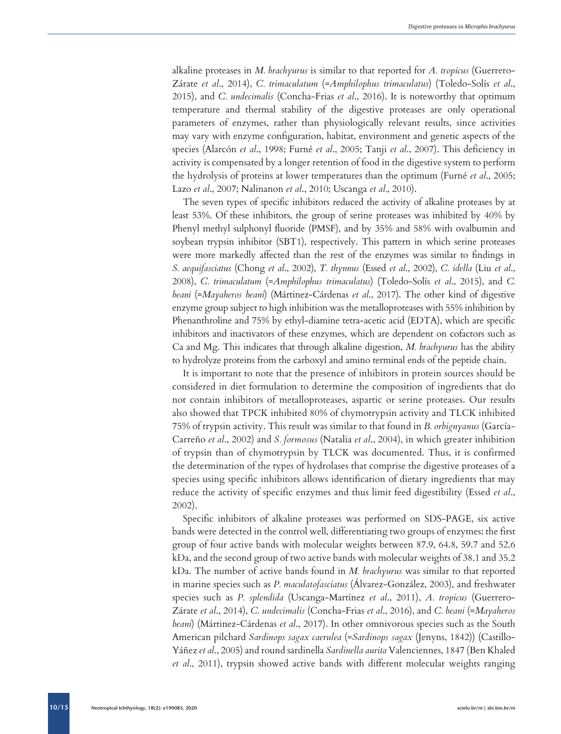alkaline proteases in *M. brachyurus* is similar to that reported for *A. tropicus* (Guerrero-Zárate *et al*., 2014), *C. trimaculatum* (=*Amphilophus trimaculatus*) (Toledo-Solís *et al*., 2015), and *C. undecimalis* (Concha-Frias *et al*., 2016). It is noteworthy that optimum temperature and thermal stability of the digestive proteases are only operational parameters of enzymes, rather than physiologically relevant results, since activities may vary with enzyme configuration, habitat, environment and genetic aspects of the species (Alarcón *et al*., 1998; Furné *et al*., 2005; Tanji *et al*., 2007). This deficiency in activity is compensated by a longer retention of food in the digestive system to perform the hydrolysis of proteins at lower temperatures than the optimum (Furné *et al*., 2005; Lazo *et al*., 2007; Nalinanon *et al*., 2010; Uscanga *et al*., 2010).

The seven types of specific inhibitors reduced the activity of alkaline proteases by at least 53%. Of these inhibitors, the group of serine proteases was inhibited by 40% by Phenyl methyl sulphonyl fluoride (PMSF), and by 35% and 58% with ovalbumin and soybean trypsin inhibitor (SBT1), respectively. This pattern in which serine proteases were more markedly affected than the rest of the enzymes was similar to findings in *S. aequifasciatus* (Chong *et al*., 2002), *T. thynnus* (Essed *et al*., 2002), *C. idella* (Liu *et al*., 2008), *C. trimaculatum* (=*Amphilophus trimaculatus*) (Toledo-Solís *et al*., 2015), and *C. beani* (=*Mayaheros beani*) (Mártinez-Cárdenas *et al*., 2017). The other kind of digestive enzyme group subject to high inhibition was the metalloproteases with 55% inhibition by Phenanthroline and 75% by ethyl-diamine tetra-acetic acid (EDTA), which are specific inhibitors and inactivators of these enzymes, which are dependent on cofactors such as Ca and Mg. This indicates that through alkaline digestion, *M. brachyurus* has the ability to hydrolyze proteins from the carboxyl and amino terminal ends of the peptide chain.

It is important to note that the presence of inhibitors in protein sources should be considered in diet formulation to determine the composition of ingredients that do not contain inhibitors of metalloproteases, aspartic or serine proteases. Our results also showed that TPCK inhibited 80% of chymotrypsin activity and TLCK inhibited 75% of trypsin activity. This result was similar to that found in *B. orbignyanus* (García-Carreño *et al*., 2002) and *S. formosus* (Natalia *et al*., 2004), in which greater inhibition of trypsin than of chymotrypsin by TLCK was documented. Thus, it is confirmed the determination of the types of hydrolases that comprise the digestive proteases of a species using specific inhibitors allows identification of dietary ingredients that may reduce the activity of specific enzymes and thus limit feed digestibility (Essed *et al*., 2002).

Specific inhibitors of alkaline proteases was performed on SDS-PAGE, six active bands were detected in the control well, differentiating two groups of enzymes: the first group of four active bands with molecular weights between 87.9, 64.8, 59.7 and 52.6 kDa, and the second group of two active bands with molecular weights of 38.1 and 35.2 kDa. The number of active bands found in *M. brachyurus* was similar to that reported in marine species such as *P. maculatofasciatus* (Álvarez-González, 2003), and freshwater species such as *P. splendida* (Uscanga-Martínez *et al*., 2011), *A. tropicus* (Guerrero-Zárate *et al*., 2014), *C. undecimalis* (Concha-Frias *et al*., 2016), and *C. beani* (=*Mayaheros beani*) (Mártinez-Cárdenas *et al*., 2017). In other omnivorous species such as the South American pilchard *Sardinops sagax caerulea* (=*Sardinops sagax* (Jenyns, 1842)) (Castillo-Yáñez *et al*., 2005) and round sardinella *Sardinella aurita* Valenciennes, 1847 (Ben Khaled *et al*., 2011), trypsin showed active bands with different molecular weights ranging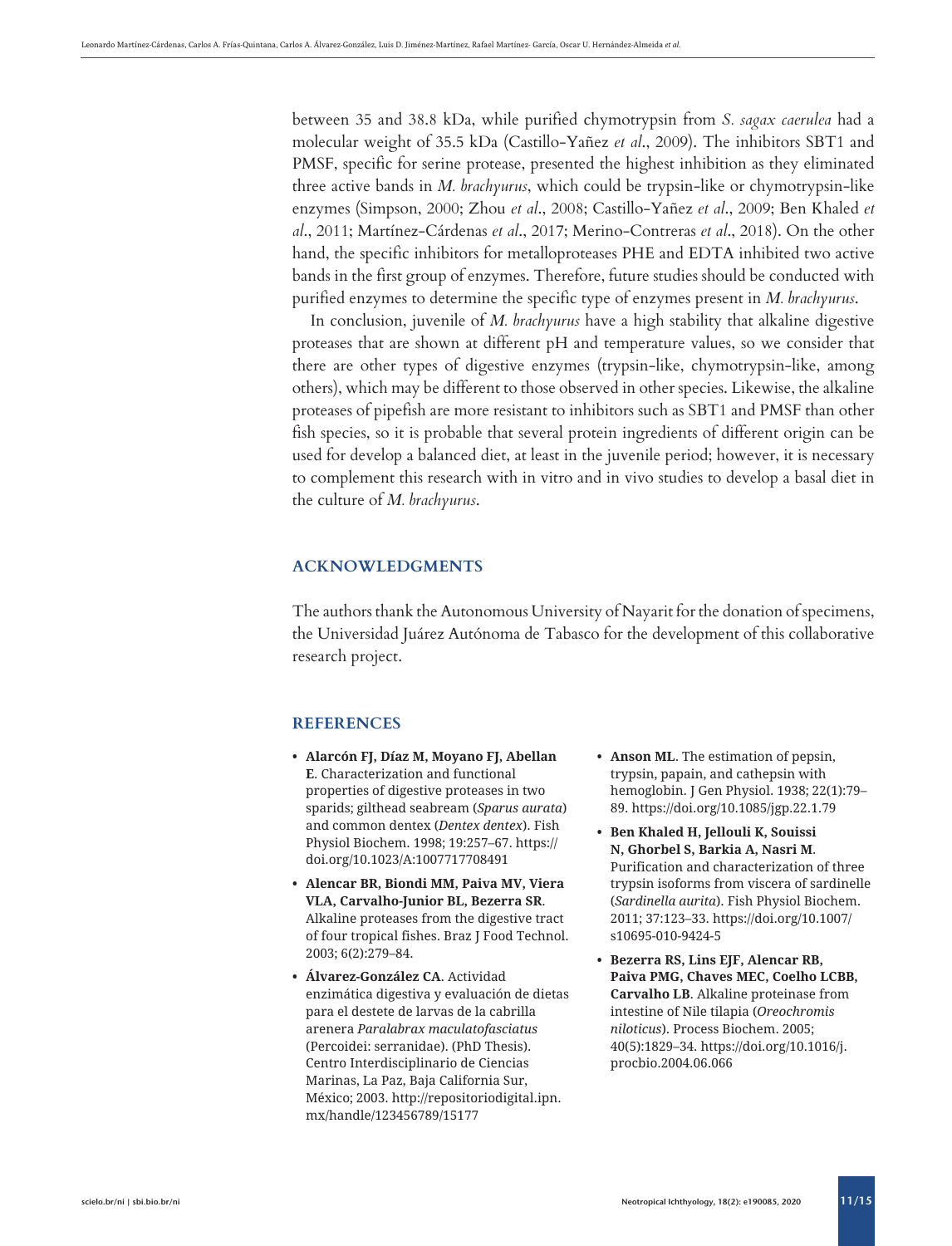between 35 and 38.8 kDa, while purified chymotrypsin from *S. sagax caerulea* had a molecular weight of 35.5 kDa (Castillo-Yañez *et al*., 2009). The inhibitors SBT1 and PMSF, specific for serine protease, presented the highest inhibition as they eliminated three active bands in *M. brachyurus*, which could be trypsin-like or chymotrypsin-like enzymes (Simpson, 2000; Zhou *et al*., 2008; Castillo-Yañez *et al*., 2009; Ben Khaled *et al*., 2011; Martínez-Cárdenas *et al*., 2017; Merino-Contreras *et al*., 2018). On the other hand, the specific inhibitors for metalloproteases PHE and EDTA inhibited two active bands in the first group of enzymes. Therefore, future studies should be conducted with purified enzymes to determine the specific type of enzymes present in *M. brachyurus*.

In conclusion, juvenile of *M. brachyurus* have a high stability that alkaline digestive proteases that are shown at different pH and temperature values, so we consider that there are other types of digestive enzymes (trypsin-like, chymotrypsin-like, among others), which may be different to those observed in other species. Likewise, the alkaline proteases of pipefish are more resistant to inhibitors such as SBT1 and PMSF than other fish species, so it is probable that several protein ingredients of different origin can be used for develop a balanced diet, at least in the juvenile period; however, it is necessary to complement this research with in vitro and in vivo studies to develop a basal diet in the culture of *M. brachyurus*.

## ACKNOWLEDGMENTS

The authors thank the Autonomous University of Nayarit for the donation of specimens, the Universidad Juárez Autónoma de Tabasco for the development of this collaborative research project.

## REFERENCES

- **Alarcón FJ, Díaz M, Moyano FJ, Abellan E**. Characterization and functional properties of digestive proteases in two sparids; gilthead seabream (*Sparus aurata*) and common dentex (*Dentex dentex*). Fish Physiol Biochem. 1998; 19:257–67. https://doi.org/10.1023/A:1007717708491
- **Alencar BR, Biondi MM, Paiva MV, Viera VLA, Carvalho-Junior BL, Bezerra SR**. Alkaline proteases from the digestive tract of four tropical fishes. Braz J Food Technol. 2003; 6(2):279–84.
- **Álvarez-González CA**. Actividad enzimática digestiva y evaluación de dietas para el destete de larvas de la cabrilla arenera *Paralabrax maculatofasciatus* (Percoidei: serranidae). (PhD Thesis). Centro Interdisciplinario de Ciencias Marinas, La Paz, Baja California Sur, México; 2003. http://repositoriodigital.ipn.mx/handle/123456789/15177
- **Anson ML**. The estimation of pepsin, trypsin, papain, and cathepsin with hemoglobin. J Gen Physiol. 1938; 22(1):79–89. https://doi.org/10.1085/jgp.22.1.79
- **Ben Khaled H, Jellouli K, Souissi N, Ghorbel S, Barkia A, Nasri M**. Purification and characterization of three trypsin isoforms from viscera of sardinelle (*Sardinella aurita*). Fish Physiol Biochem. 2011; 37:123–33. https://doi.org/10.1007/s10695-010-9424-5
- **Bezerra RS, Lins EJF, Alencar RB, Paiva PMG, Chaves MEC, Coelho LCBB, Carvalho LB**. Alkaline proteinase from intestine of Nile tilapia (*Oreochromis niloticus*). Process Biochem. 2005; 40(5):1829–34. https://doi.org/10.1016/j.procbio.2004.06.066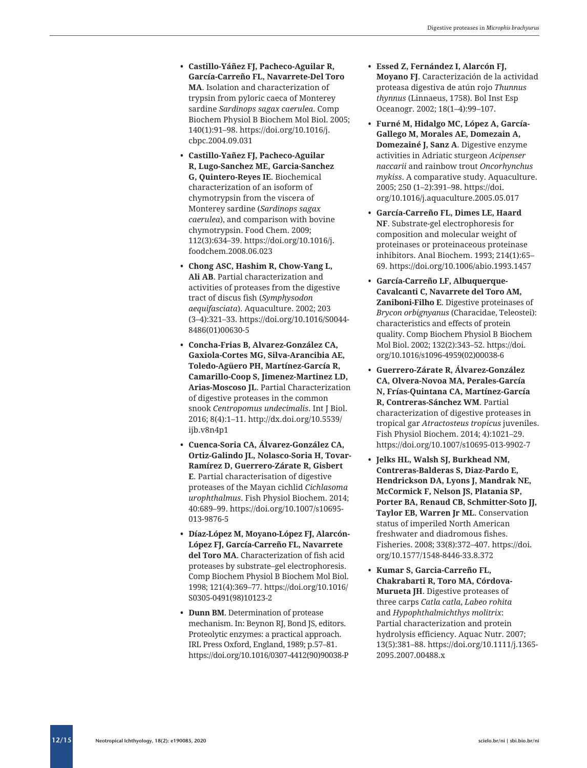- **Castillo-Yáñez FJ, Pacheco-Aguilar R, García-Carreño FL, Navarrete-Del Toro MA**. Isolation and characterization of trypsin from pyloric caeca of Monterey sardine *Sardinops sagax caerulea*. Comp Biochem Physiol B Biochem Mol Biol. 2005; 140(1):91–98. https://doi.org/10.1016/j.cbpc.2004.09.031
- **Castillo-Yañez FJ, Pacheco-Aguilar R, Lugo-Sanchez ME, Garcia-Sanchez G, Quintero-Reyes IE**. Biochemical characterization of an isoform of chymotrypsin from the viscera of Monterey sardine (*Sardinops sagax caerulea*), and comparison with bovine chymotrypsin. Food Chem. 2009; 112(3):634–39. https://doi.org/10.1016/j.foodchem.2008.06.023
- **Chong ASC, Hashim R, Chow-Yang L, Ali AB**. Partial characterization and activities of proteases from the digestive tract of discus fish (*Symphysodon aequifasciata*). Aquaculture. 2002; 203 (3–4):321–33. https://doi.org/10.1016/S0044-8486(01)00630-5
- **Concha-Frias B, Alvarez-González CA, Gaxiola-Cortes MG, Silva-Arancibia AE, Toledo-Agüero PH, Martínez-García R, Camarillo-Coop S, Jimenez-Martinez LD, Arias-Moscoso JL**. Partial Characterization of digestive proteases in the common snook *Centropomus undecimalis*. Int J Biol. 2016; 8(4):1–11. http://dx.doi.org/10.5539/ijb.v8n4p1
- **Cuenca-Soria CA, Álvarez-González CA, Ortiz-Galindo JL, Nolasco-Soria H, Tovar-Ramírez D, Guerrero-Zárate R, Gisbert E**. Partial characterisation of digestive proteases of the Mayan cichlid *Cichlasoma urophthalmus*. Fish Physiol Biochem. 2014; 40:689–99. https://doi.org/10.1007/s10695-013-9876-5
- **Díaz-López M, Moyano-López FJ, Alarcón-López FJ, García-Carreño FL, Navarrete del Toro MA**. Characterization of fish acid proteases by substrate–gel electrophoresis. Comp Biochem Physiol B Biochem Mol Biol. 1998; 121(4):369–77. https://doi.org/10.1016/S0305-0491(98)10123-2
- **Dunn BM**. Determination of protease mechanism. In: Beynon RJ, Bond JS, editors. Proteolytic enzymes: a practical approach. IRL Press Oxford, England, 1989; p.57–81. https://doi.org/10.1016/0307-4412(90)90038-P
- **Essed Z, Fernández I, Alarcón FJ, Moyano FJ**. Caracterización de la actividad proteasa digestiva de atún rojo *Thunnus thynnus* (Linnaeus, 1758). Bol Inst Esp Oceanogr. 2002; 18(1–4):99–107.
- **Furné M, Hidalgo MC, López A, García-Gallego M, Morales AE, Domezain A, Domezainé J, Sanz A**. Digestive enzyme activities in Adriatic sturgeon *Acipenser naccarii* and rainbow trout *Oncorhynchus mykiss*. A comparative study. Aquaculture. 2005; 250 (1–2):391–98. https://doi.org/10.1016/j.aquaculture.2005.05.017
- **García-Carreño FL, Dimes LE, Haard NF**. Substrate-gel electrophoresis for composition and molecular weight of proteinases or proteinaceous proteinase inhibitors. Anal Biochem. 1993; 214(1):65–69. https://doi.org/10.1006/abio.1993.1457
- **García-Carreño LF, Albuquerque-Cavalcanti C, Navarrete del Toro AM, Zaniboni-Filho E**. Digestive proteinases of *Brycon orbignyanus* (Characidae, Teleostei): characteristics and effects of protein quality. Comp Biochem Physiol B Biochem Mol Biol. 2002; 132(2):343–52. https://doi.org/10.1016/s1096-4959(02)00038-6
- **Guerrero-Zárate R, Álvarez-González CA, Olvera-Novoa MA, Perales-García N, Frías-Quintana CA, Martínez-García R, Contreras-Sánchez WM**. Partial characterization of digestive proteases in tropical gar *Atractosteus tropicus* juveniles. Fish Physiol Biochem. 2014; 4):1021–29. https://doi.org/10.1007/s10695-013-9902-7
- **Jelks HL, Walsh SJ, Burkhead NM, Contreras-Balderas S, Diaz-Pardo E, Hendrickson DA, Lyons J, Mandrak NE, McCormick F, Nelson JS, Platania SP, Porter BA, Renaud CB, Schmitter-Soto JJ, Taylor EB, Warren Jr ML**. Conservation status of imperiled North American freshwater and diadromous fishes. Fisheries. 2008; 33(8):372–407. https://doi.org/10.1577/1548-8446-33.8.372
- **Kumar S, Garcia-Carreño FL, Chakrabarti R, Toro MA, Córdova-Murueta JH**. Digestive proteases of three carps *Catla catla, Labeo rohita* and *Hypophthalmichthys molitrix*: Partial characterization and protein hydrolysis efficiency. Aquac Nutr. 2007; 13(5):381–88. https://doi.org/10.1111/j.1365-2095.2007.00488.x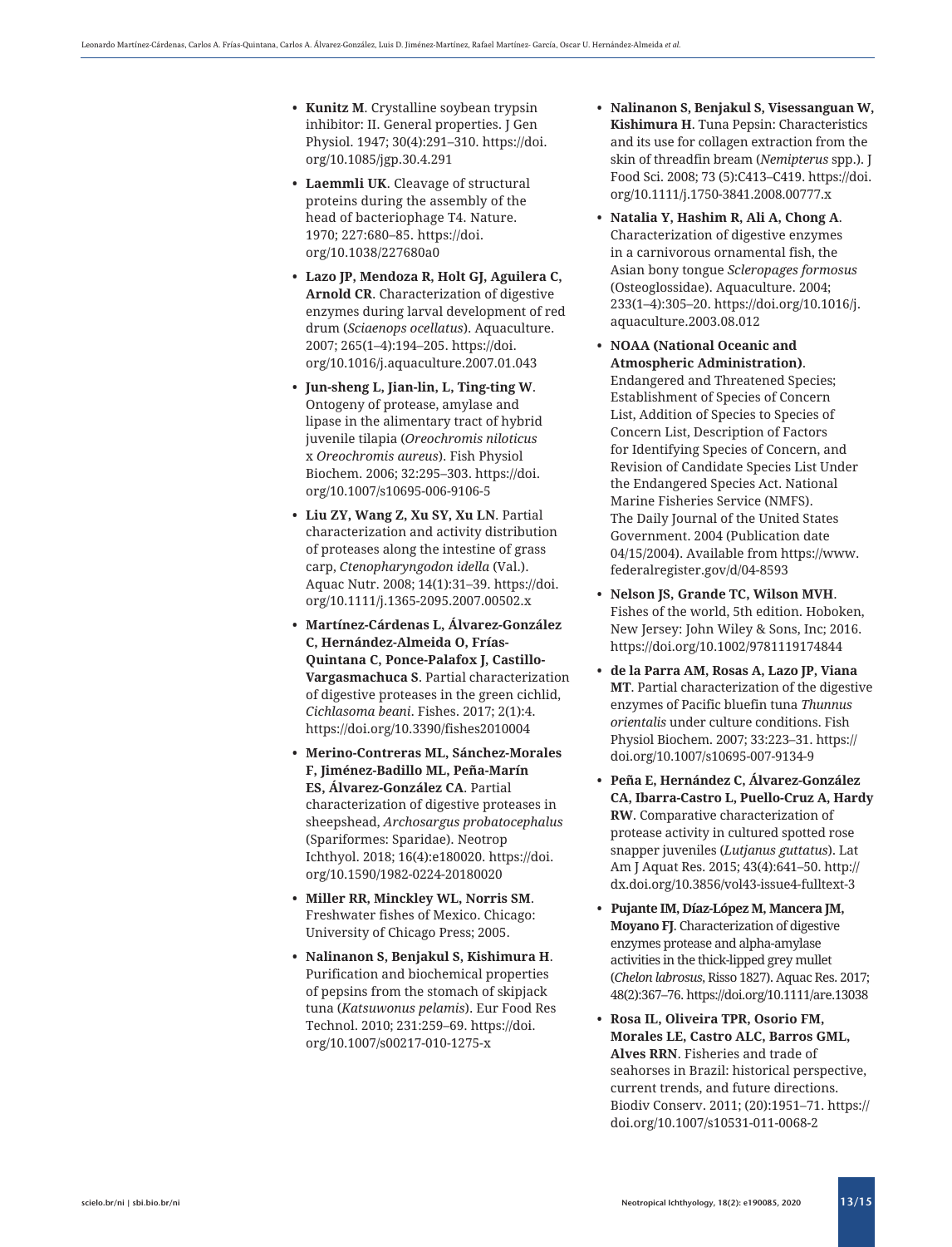- **Kunitz M**. Crystalline soybean trypsin inhibitor: II. General properties. J Gen Physiol. 1947; 30(4):291–310. https://doi.org/10.1085/jgp.30.4.291
- **Laemmli UK**. Cleavage of structural proteins during the assembly of the head of bacteriophage T4. Nature. 1970; 227:680–85. https://doi.org/10.1038/227680a0
- **Lazo JP, Mendoza R, Holt GJ, Aguilera C, Arnold CR**. Characterization of digestive enzymes during larval development of red drum (*Sciaenops ocellatus*). Aquaculture. 2007; 265(1–4):194–205. https://doi.org/10.1016/j.aquaculture.2007.01.043
- **Jun-sheng L, Jian-lin, L, Ting-ting W**. Ontogeny of protease, amylase and lipase in the alimentary tract of hybrid juvenile tilapia (*Oreochromis niloticus* x *Oreochromis aureus*). Fish Physiol Biochem. 2006; 32:295–303. https://doi.org/10.1007/s10695-006-9106-5
- **Liu ZY, Wang Z, Xu SY, Xu LN**. Partial characterization and activity distribution of proteases along the intestine of grass carp, *Ctenopharyngodon idella* (Val.). Aquac Nutr. 2008; 14(1):31–39. https://doi.org/10.1111/j.1365-2095.2007.00502.x
- **Martínez-Cárdenas L, Álvarez-González C, Hernández-Almeida O, Frías-Quintana C, Ponce-Palafox J, Castillo-Vargasmachuca S**. Partial characterization of digestive proteases in the green cichlid, *Cichlasoma beani*. Fishes. 2017; 2(1):4. https://doi.org/10.3390/fishes2010004
- **Merino-Contreras ML, Sánchez-Morales F, Jiménez-Badillo ML, Peña-Marín ES, Álvarez-González CA**. Partial characterization of digestive proteases in sheepshead, *Archosargus probatocephalus* (Spariformes: Sparidae). Neotrop Ichthyol. 2018; 16(4):e180020. https://doi.org/10.1590/1982-0224-20180020
- **Miller RR, Minckley WL, Norris SM**. Freshwater fishes of Mexico. Chicago: University of Chicago Press; 2005.
- **Nalinanon S, Benjakul S, Kishimura H**. Purification and biochemical properties of pepsins from the stomach of skipjack tuna (*Katsuwonus pelamis*). Eur Food Res Technol. 2010; 231:259–69. https://doi.org/10.1007/s00217-010-1275-x
- **Nalinanon S, Benjakul S, Visessanguan W, Kishimura H**. Tuna Pepsin: Characteristics and its use for collagen extraction from the skin of threadfin bream (*Nemipterus* spp.). J Food Sci. 2008; 73 (5):C413–C419. https://doi.org/10.1111/j.1750-3841.2008.00777.x
- **Natalia Y, Hashim R, Ali A, Chong A**. Characterization of digestive enzymes in a carnivorous ornamental fish, the Asian bony tongue *Scleropages formosus* (Osteoglossidae). Aquaculture. 2004; 233(1–4):305–20. https://doi.org/10.1016/j.aquaculture.2003.08.012
- **NOAA (National Oceanic and Atmospheric Administration)**. Endangered and Threatened Species; Establishment of Species of Concern List, Addition of Species to Species of Concern List, Description of Factors for Identifying Species of Concern, and Revision of Candidate Species List Under the Endangered Species Act. National Marine Fisheries Service (NMFS). The Daily Journal of the United States Government. 2004 (Publication date 04/15/2004). Available from https://www.federalregister.gov/d/04-8593
- **Nelson JS, Grande TC, Wilson MVH**. Fishes of the world, 5th edition. Hoboken, New Jersey: John Wiley & Sons, Inc; 2016. https://doi.org/10.1002/9781119174844
- **de la Parra AM, Rosas A, Lazo JP, Viana MT**. Partial characterization of the digestive enzymes of Pacific bluefin tuna *Thunnus orientalis* under culture conditions. Fish Physiol Biochem. 2007; 33:223–31. https://doi.org/10.1007/s10695-007-9134-9
- **Peña E, Hernández C, Álvarez-González CA, Ibarra-Castro L, Puello-Cruz A, Hardy RW**. Comparative characterization of protease activity in cultured spotted rose snapper juveniles (*Lutjanus guttatus*). Lat Am J Aquat Res. 2015; 43(4):641–50. http://dx.doi.org/10.3856/vol43-issue4-fulltext-3
- **Pujante IM, Díaz-López M, Mancera JM, Moyano FJ**. Characterization of digestive enzymes protease and alpha-amylase activities in the thick-lipped grey mullet (*Chelon labrosus*, Risso 1827). Aquac Res. 2017; 48(2):367–76. https://doi.org/10.1111/are.13038
- **Rosa IL, Oliveira TPR, Osorio FM, Morales LE, Castro ALC, Barros GML, Alves RRN**. Fisheries and trade of seahorses in Brazil: historical perspective, current trends, and future directions. Biodiv Conserv. 2011; (20):1951–71. https://doi.org/10.1007/s10531-011-0068-2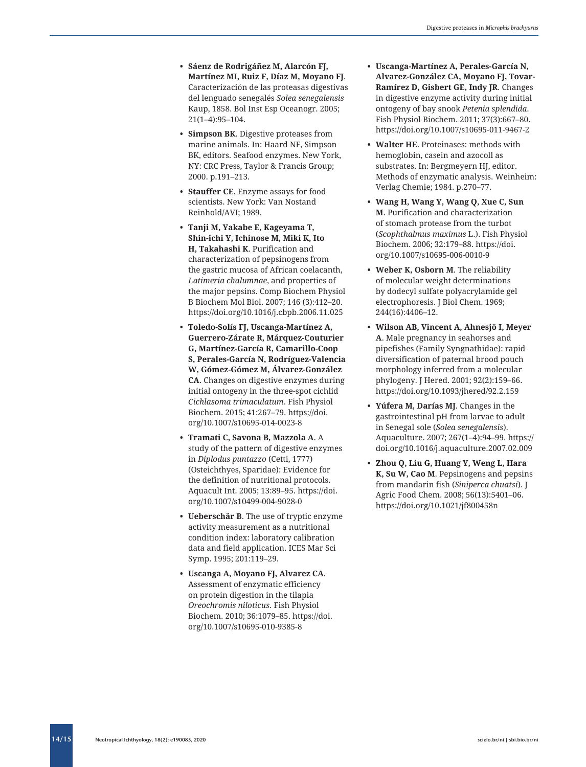- **Sáenz de Rodrigáñez M, Alarcón FJ, Martínez MI, Ruiz F, Díaz M, Moyano FJ**. Caracterización de las proteasas digestivas del lenguado senegalés *Solea senegalensis* Kaup, 1858. Bol Inst Esp Oceanogr. 2005; 21(1–4):95–104.
- **Simpson BK**. Digestive proteases from marine animals. In: Haard NF, Simpson BK, editors. Seafood enzymes. New York, NY: CRC Press, Taylor & Francis Group; 2000. p.191–213.
- **Stauffer CE**. Enzyme assays for food scientists. New York: Van Nostand Reinhold/AVI; 1989.
- **Tanji M, Yakabe E, Kageyama T, Shin-ichi Y, Ichinose M, Miki K, Ito H, Takahashi K**. Purification and characterization of pepsinogens from the gastric mucosa of African coelacanth, *Latimeria chalumnae*, and properties of the major pepsins. Comp Biochem Physiol B Biochem Mol Biol. 2007; 146 (3):412–20. https://doi.org/10.1016/j.cbpb.2006.11.025
- **Toledo-Solís FJ, Uscanga-Martínez A, Guerrero-Zárate R, Márquez-Couturier G, Martínez-García R, Camarillo-Coop S, Perales-García N, Rodríguez-Valencia W, Gómez-Gómez M, Álvarez-González CA**. Changes on digestive enzymes during initial ontogeny in the three-spot cichlid *Cichlasoma trimaculatum*. Fish Physiol Biochem. 2015; 41:267–79. https://doi.org/10.1007/s10695-014-0023-8
- **Tramati C, Savona B, Mazzola A**. A study of the pattern of digestive enzymes in *Diplodus puntazzo* (Cetti, 1777) (Osteichthyes, Sparidae): Evidence for the definition of nutritional protocols. Aquacult Int. 2005; 13:89–95. https://doi.org/10.1007/s10499-004-9028-0
- **Ueberschär B**. The use of tryptic enzyme activity measurement as a nutritional condition index: laboratory calibration data and field application. ICES Mar Sci Symp. 1995; 201:119–29.
- **Uscanga A, Moyano FJ, Alvarez CA**. Assessment of enzymatic efficiency on protein digestion in the tilapia *Oreochromis niloticus*. Fish Physiol Biochem. 2010; 36:1079–85. https://doi.org/10.1007/s10695-010-9385-8
- **Uscanga-Martínez A, Perales-García N, Alvarez-González CA, Moyano FJ, Tovar-Ramírez D, Gisbert GE, Indy JR**. Changes in digestive enzyme activity during initial ontogeny of bay snook *Petenia splendida*. Fish Physiol Biochem. 2011; 37(3):667–80. https://doi.org/10.1007/s10695-011-9467-2
- **Walter HE**. Proteinases: methods with hemoglobin, casein and azocoll as substrates. In: Bergmeyern HJ, editor. Methods of enzymatic analysis. Weinheim: Verlag Chemie; 1984. p.270–77.
- **Wang H, Wang Y, Wang Q, Xue C, Sun M**. Purification and characterization of stomach protease from the turbot (*Scophthalmus maximus* L.). Fish Physiol Biochem. 2006; 32:179–88. https://doi.org/10.1007/s10695-006-0010-9
- **Weber K, Osborn M**. The reliability of molecular weight determinations by dodecyl sulfate polyacrylamide gel electrophoresis. J Biol Chem. 1969; 244(16):4406–12.
- **Wilson AB, Vincent A, Ahnesjö I, Meyer A**. Male pregnancy in seahorses and pipefishes (Family Syngnathidae): rapid diversification of paternal brood pouch morphology inferred from a molecular phylogeny. J Hered. 2001; 92(2):159–66. https://doi.org/10.1093/jhered/92.2.159
- **Yúfera M, Darías MJ**. Changes in the gastrointestinal pH from larvae to adult in Senegal sole (*Solea senegalensis*). Aquaculture. 2007; 267(1–4):94–99. https://doi.org/10.1016/j.aquaculture.2007.02.009
- **Zhou Q, Liu G, Huang Y, Weng L, Hara K, Su W, Cao M**. Pepsinogens and pepsins from mandarin fish (*Siniperca chuatsi*). J Agric Food Chem. 2008; 56(13):5401–06. https://doi.org/10.1021/jf800458n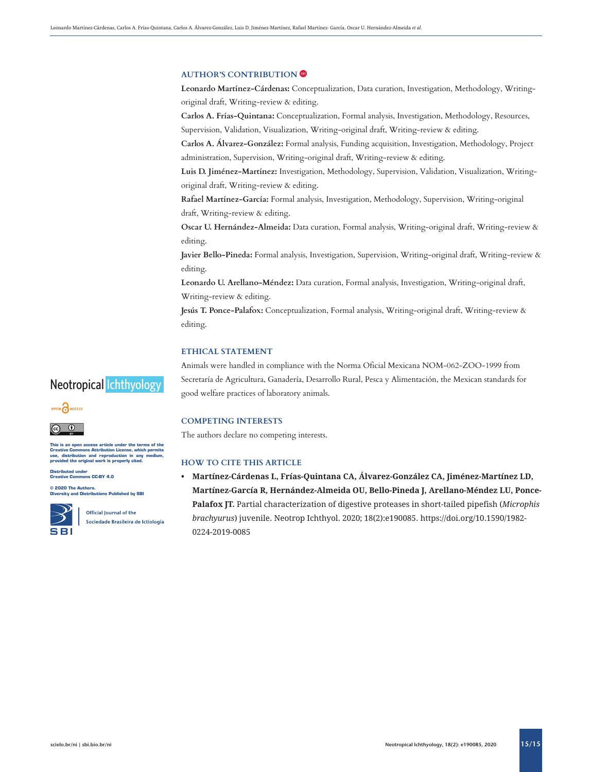## AUTHOR'S CONTRIBUTION

**Leonardo Martínez-Cárdenas:** Conceptualization, Data curation, Investigation, Methodology, Writing-original draft, Writing-review & editing.

**Carlos A. Frías-Quintana:** Conceptualization, Formal analysis, Investigation, Methodology, Resources, Supervision, Validation, Visualization, Writing-original draft, Writing-review & editing.

**Carlos A. Álvarez-González:** Formal analysis, Funding acquisition, Investigation, Methodology, Project administration, Supervision, Writing-original draft, Writing-review & editing.

**Luis D. Jiménez-Martínez:** Investigation, Methodology, Supervision, Validation, Visualization, Writing-original draft, Writing-review & editing.

**Rafael Martínez-García:** Formal analysis, Investigation, Methodology, Supervision, Writing-original draft, Writing-review & editing.

**Oscar U. Hernández-Almeida:** Data curation, Formal analysis, Writing-original draft, Writing-review & editing.

**Javier Bello-Pineda:** Formal analysis, Investigation, Supervision, Writing-original draft, Writing-review & editing.

**Leonardo U. Arellano-Méndez:** Data curation, Formal analysis, Investigation, Writing-original draft, Writing-review & editing.

**Jesús T. Ponce-Palafox:** Conceptualization, Formal analysis, Writing-original draft, Writing-review & editing.

## ETHICAL STATEMENT

Animals were handled in compliance with the Norma Oficial Mexicana NOM-062-ZOO-1999 from Secretaría de Agricultura, Ganadería, Desarrollo Rural, Pesca y Alimentación, the Mexican standards for good welfare practices of laboratory animals.

## COMPETING INTERESTS

The authors declare no competing interests.

## HOW TO CITE THIS ARTICLE

- **Martínez-Cárdenas L, Frías-Quintana CA, Álvarez-González CA, Jiménez-Martínez LD, Martínez-García R, Hernández-Almeida OU, Bello-Pineda J, Arellano-Méndez LU, Ponce-Palafox JT.** Partial characterization of digestive proteases in short-tailed pipefish (*Microphis brachyurus*) juvenile. Neotrop Ichthyol. 2020; 18(2):e190085. https://doi.org/10.1590/1982-0224-2019-0085

Neotropical Ichthyology

OPEN ACCESS

This is an open access article under the terms of the Creative Commons Attribution License, which permits use, distribution and reproduction in any medium, provided the original work is properly cited.

Distributed under Creative Commons CC-BY 4.0

© 2020 The Authors.
Diversity and Distributions Published by SBI

Official Journal of the Sociedade Brasileira de Ictiologia